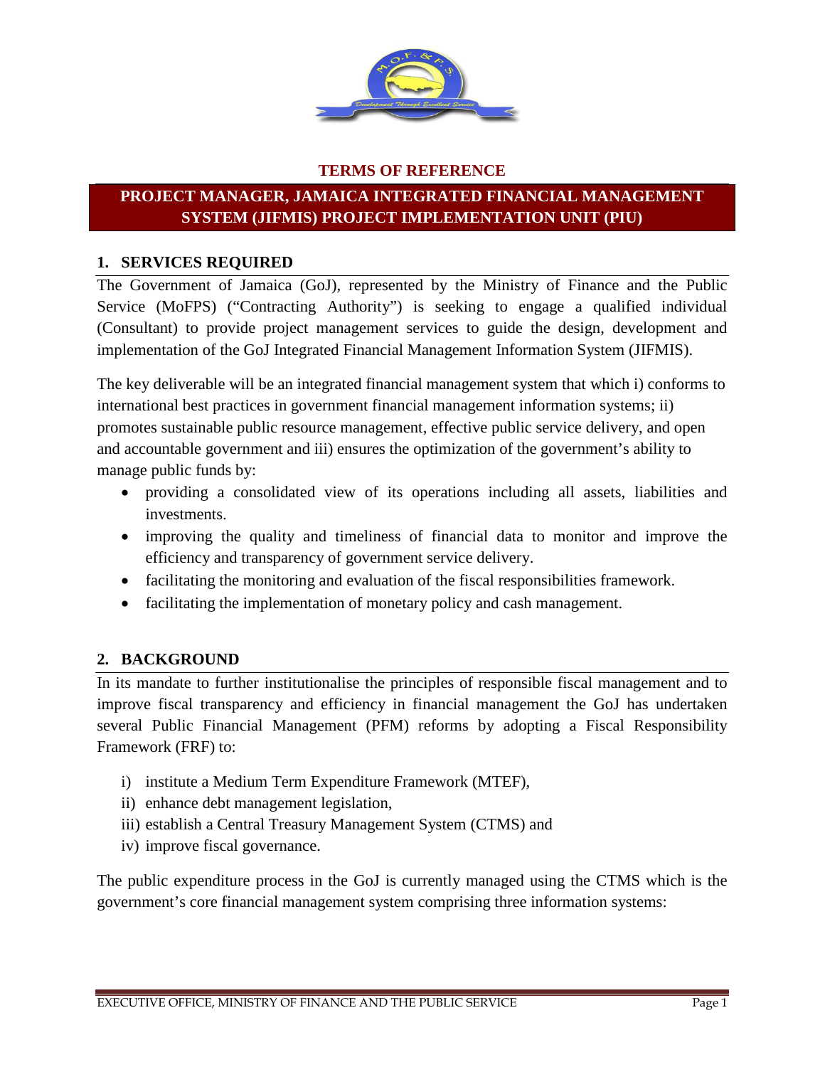**TERMS OF REFERENCE**

# PROJECT MANAGER, JAMAICA INTEGRATED FINANCIAL MANAGEMENT SYSTEM (JIFMIS) PROJECT IMPLEMENTATION UNIT (PIU)

## 1. SERVICES REQUIRED

The Government of Jamaica (GoJ), represented by the Ministry of Finance and the Public Service (MoFPS) ("Contracting Authority") is seeking to engage a qualified individual (Consultant) to provide project management services to guide the design, development and implementation of the GoJ Integrated Financial Management Information System (JIFMIS).

The key deliverable will be an integrated financial management system that which i) conforms to international best practices in government financial management information systems; ii) promotes sustainable public resource management, effective public service delivery, and open and accountable government and iii) ensures the optimization of the government's ability to manage public funds by:

- providing a consolidated view of its operations including all assets, liabilities and investments.
- improving the quality and timeliness of financial data to monitor and improve the efficiency and transparency of government service delivery.
- facilitating the monitoring and evaluation of the fiscal responsibilities framework.
- facilitating the implementation of monetary policy and cash management.

## 2. BACKGROUND

In its mandate to further institutionalise the principles of responsible fiscal management and to improve fiscal transparency and efficiency in financial management the GoJ has undertaken several Public Financial Management (PFM) reforms by adopting a Fiscal Responsibility Framework (FRF) to:

i) institute a Medium Term Expenditure Framework (MTEF),
ii) enhance debt management legislation,
iii) establish a Central Treasury Management System (CTMS) and
iv) improve fiscal governance.

The public expenditure process in the GoJ is currently managed using the CTMS which is the government's core financial management system comprising three information systems: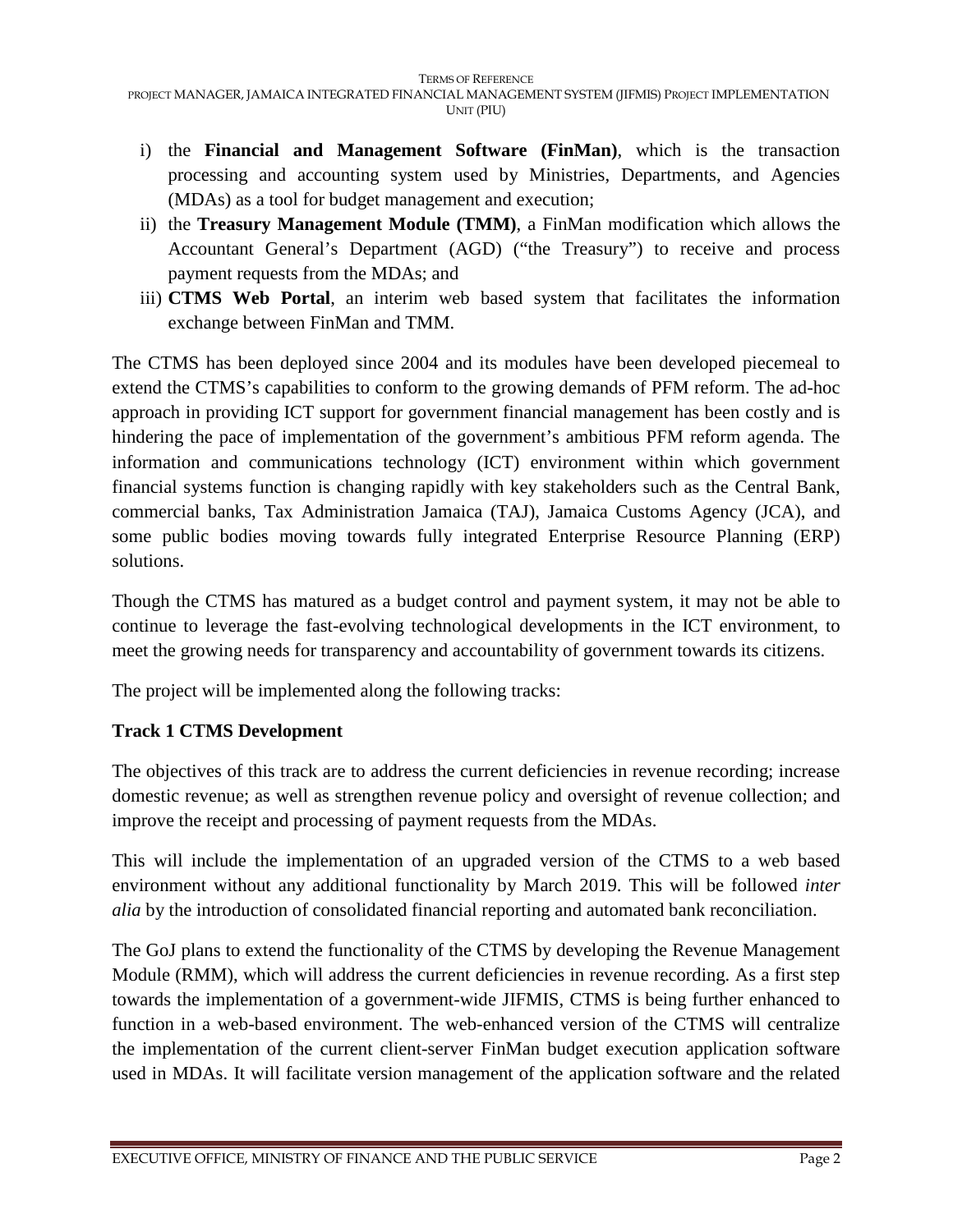i) the **Financial and Management Software (FinMan)**, which is the transaction processing and accounting system used by Ministries, Departments, and Agencies (MDAs) as a tool for budget management and execution;
ii) the **Treasury Management Module (TMM)**, a FinMan modification which allows the Accountant General's Department (AGD) ("the Treasury") to receive and process payment requests from the MDAs; and
iii) **CTMS Web Portal**, an interim web based system that facilitates the information exchange between FinMan and TMM.

The CTMS has been deployed since 2004 and its modules have been developed piecemeal to extend the CTMS's capabilities to conform to the growing demands of PFM reform. The ad-hoc approach in providing ICT support for government financial management has been costly and is hindering the pace of implementation of the government's ambitious PFM reform agenda. The information and communications technology (ICT) environment within which government financial systems function is changing rapidly with key stakeholders such as the Central Bank, commercial banks, Tax Administration Jamaica (TAJ), Jamaica Customs Agency (JCA), and some public bodies moving towards fully integrated Enterprise Resource Planning (ERP) solutions.

Though the CTMS has matured as a budget control and payment system, it may not be able to continue to leverage the fast-evolving technological developments in the ICT environment, to meet the growing needs for transparency and accountability of government towards its citizens.

The project will be implemented along the following tracks:

**Track 1 CTMS Development**

The objectives of this track are to address the current deficiencies in revenue recording; increase domestic revenue; as well as strengthen revenue policy and oversight of revenue collection; and improve the receipt and processing of payment requests from the MDAs.

This will include the implementation of an upgraded version of the CTMS to a web based environment without any additional functionality by March 2019. This will be followed *inter alia* by the introduction of consolidated financial reporting and automated bank reconciliation.

The GoJ plans to extend the functionality of the CTMS by developing the Revenue Management Module (RMM), which will address the current deficiencies in revenue recording. As a first step towards the implementation of a government-wide JIFMIS, CTMS is being further enhanced to function in a web-based environment. The web-enhanced version of the CTMS will centralize the implementation of the current client-server FinMan budget execution application software used in MDAs. It will facilitate version management of the application software and the related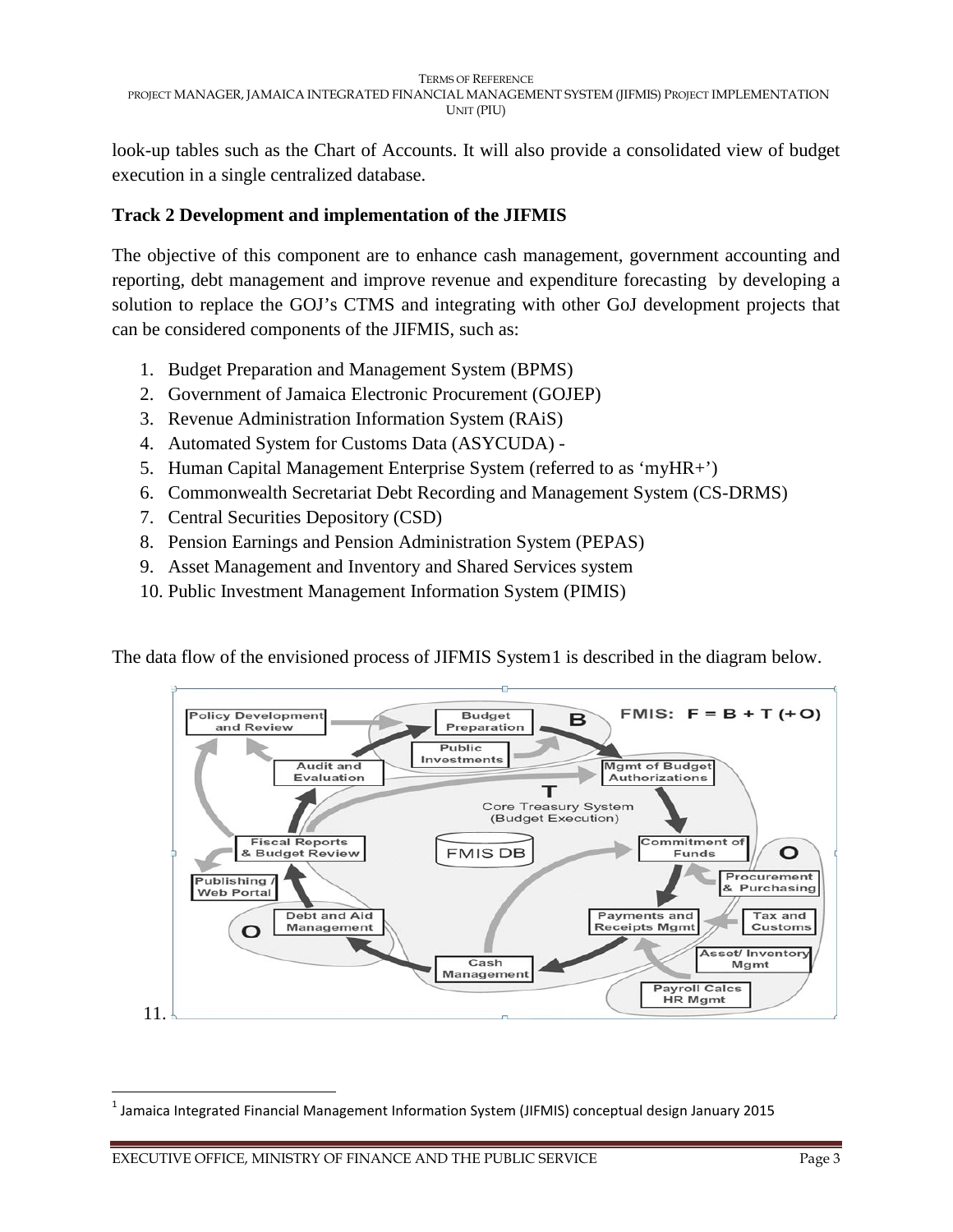look-up tables such as the Chart of Accounts. It will also provide a consolidated view of budget execution in a single centralized database.

**Track 2 Development and implementation of the JIFMIS**

The objective of this component are to enhance cash management, government accounting and reporting, debt management and improve revenue and expenditure forecasting by developing a solution to replace the GOJ's CTMS and integrating with other GoJ development projects that can be considered components of the JIFMIS, such as:

1. Budget Preparation and Management System (BPMS)
2. Government of Jamaica Electronic Procurement (GOJEP)
3. Revenue Administration Information System (RAiS)
4. Automated System for Customs Data (ASYCUDA) -
5. Human Capital Management Enterprise System (referred to as 'myHR+')
6. Commonwealth Secretariat Debt Recording and Management System (CS-DRMS)
7. Central Securities Depository (CSD)
8. Pension Earnings and Pension Administration System (PEPAS)
9. Asset Management and Inventory and Shared Services system
10. Public Investment Management Information System (PIMIS)

The data flow of the envisioned process of JIFMIS System[1] is described in the diagram below.

11.

[1] Jamaica Integrated Financial Management Information System (JIFMIS) conceptual design January 2015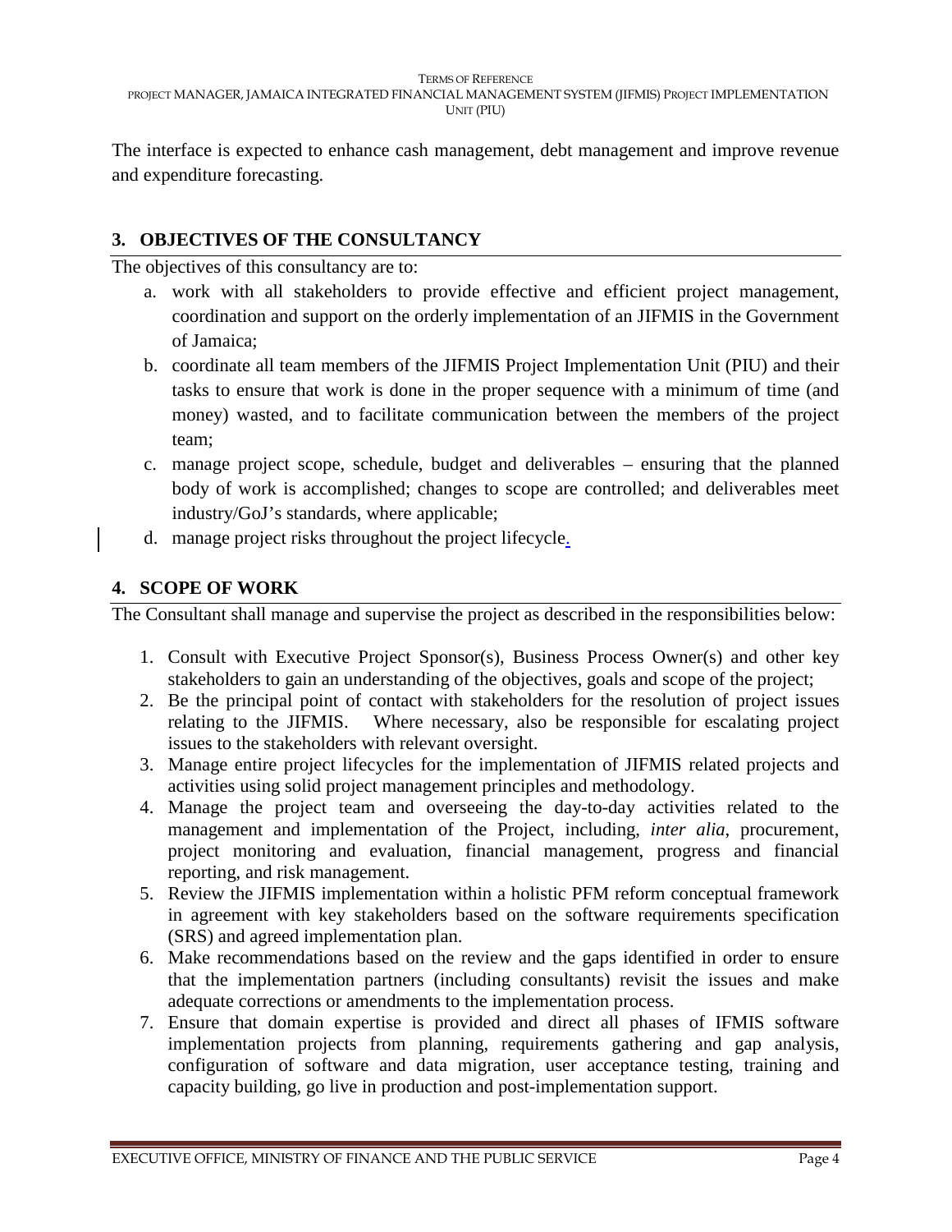The interface is expected to enhance cash management, debt management and improve revenue and expenditure forecasting.

## 3. OBJECTIVES OF THE CONSULTANCY

The objectives of this consultancy are to:

a. work with all stakeholders to provide effective and efficient project management, coordination and support on the orderly implementation of an JIFMIS in the Government of Jamaica;
b. coordinate all team members of the JIFMIS Project Implementation Unit (PIU) and their tasks to ensure that work is done in the proper sequence with a minimum of time (and money) wasted, and to facilitate communication between the members of the project team;
c. manage project scope, schedule, budget and deliverables – ensuring that the planned body of work is accomplished; changes to scope are controlled; and deliverables meet industry/GoJ's standards, where applicable;
d. manage project risks throughout the project lifecycle.

## 4. SCOPE OF WORK

The Consultant shall manage and supervise the project as described in the responsibilities below:

1. Consult with Executive Project Sponsor(s), Business Process Owner(s) and other key stakeholders to gain an understanding of the objectives, goals and scope of the project;
2. Be the principal point of contact with stakeholders for the resolution of project issues relating to the JIFMIS. Where necessary, also be responsible for escalating project issues to the stakeholders with relevant oversight.
3. Manage entire project lifecycles for the implementation of JIFMIS related projects and activities using solid project management principles and methodology.
4. Manage the project team and overseeing the day-to-day activities related to the management and implementation of the Project, including, *inter alia*, procurement, project monitoring and evaluation, financial management, progress and financial reporting, and risk management.
5. Review the JIFMIS implementation within a holistic PFM reform conceptual framework in agreement with key stakeholders based on the software requirements specification (SRS) and agreed implementation plan.
6. Make recommendations based on the review and the gaps identified in order to ensure that the implementation partners (including consultants) revisit the issues and make adequate corrections or amendments to the implementation process.
7. Ensure that domain expertise is provided and direct all phases of IFMIS software implementation projects from planning, requirements gathering and gap analysis, configuration of software and data migration, user acceptance testing, training and capacity building, go live in production and post-implementation support.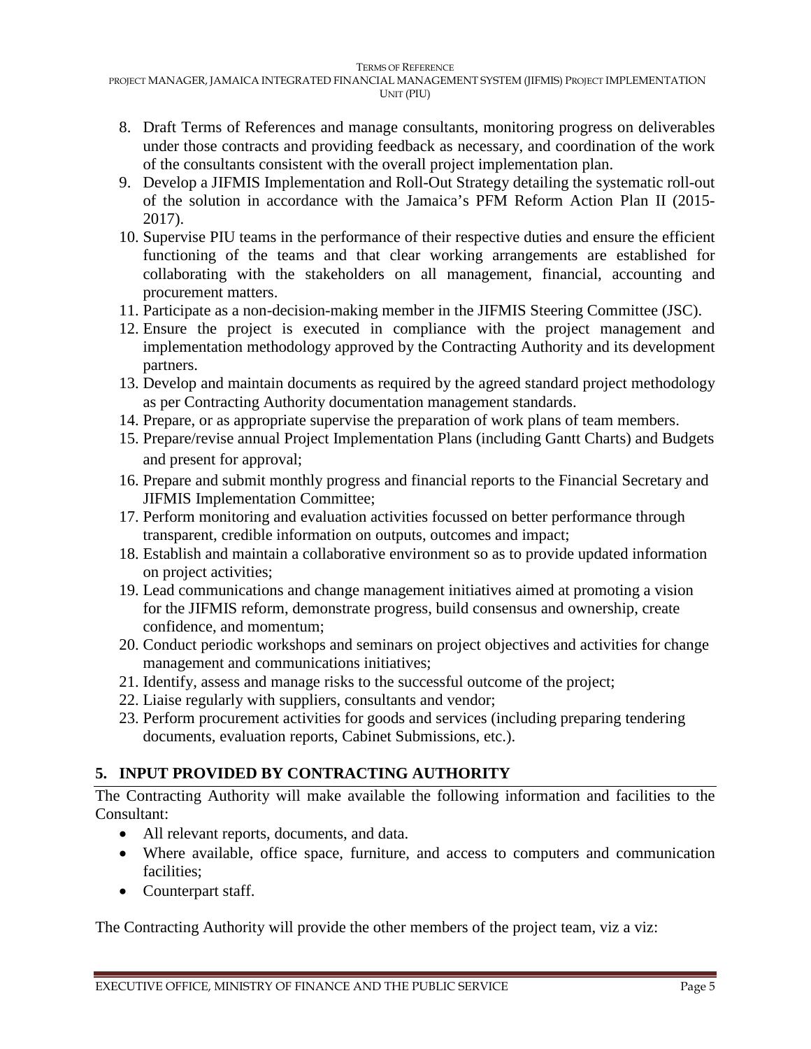8. Draft Terms of References and manage consultants, monitoring progress on deliverables under those contracts and providing feedback as necessary, and coordination of the work of the consultants consistent with the overall project implementation plan.
9. Develop a JIFMIS Implementation and Roll-Out Strategy detailing the systematic roll-out of the solution in accordance with the Jamaica's PFM Reform Action Plan II (2015-2017).
10. Supervise PIU teams in the performance of their respective duties and ensure the efficient functioning of the teams and that clear working arrangements are established for collaborating with the stakeholders on all management, financial, accounting and procurement matters.
11. Participate as a non-decision-making member in the JIFMIS Steering Committee (JSC).
12. Ensure the project is executed in compliance with the project management and implementation methodology approved by the Contracting Authority and its development partners.
13. Develop and maintain documents as required by the agreed standard project methodology as per Contracting Authority documentation management standards.
14. Prepare, or as appropriate supervise the preparation of work plans of team members.
15. Prepare/revise annual Project Implementation Plans (including Gantt Charts) and Budgets and present for approval;
16. Prepare and submit monthly progress and financial reports to the Financial Secretary and JIFMIS Implementation Committee;
17. Perform monitoring and evaluation activities focussed on better performance through transparent, credible information on outputs, outcomes and impact;
18. Establish and maintain a collaborative environment so as to provide updated information on project activities;
19. Lead communications and change management initiatives aimed at promoting a vision for the JIFMIS reform, demonstrate progress, build consensus and ownership, create confidence, and momentum;
20. Conduct periodic workshops and seminars on project objectives and activities for change management and communications initiatives;
21. Identify, assess and manage risks to the successful outcome of the project;
22. Liaise regularly with suppliers, consultants and vendor;
23. Perform procurement activities for goods and services (including preparing tendering documents, evaluation reports, Cabinet Submissions, etc.).

## 5. INPUT PROVIDED BY CONTRACTING AUTHORITY

The Contracting Authority will make available the following information and facilities to the Consultant:

- All relevant reports, documents, and data.
- Where available, office space, furniture, and access to computers and communication facilities;
- Counterpart staff.

The Contracting Authority will provide the other members of the project team, viz a viz: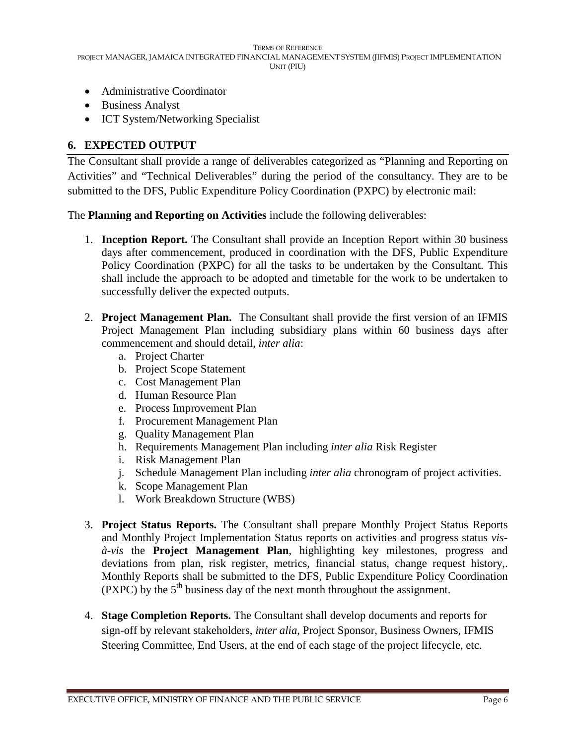- Administrative Coordinator
- Business Analyst
- ICT System/Networking Specialist

## 6. EXPECTED OUTPUT

The Consultant shall provide a range of deliverables categorized as "Planning and Reporting on Activities" and "Technical Deliverables" during the period of the consultancy. They are to be submitted to the DFS, Public Expenditure Policy Coordination (PXPC) by electronic mail:

The **Planning and Reporting on Activities** include the following deliverables:

1. **Inception Report.** The Consultant shall provide an Inception Report within 30 business days after commencement, produced in coordination with the DFS, Public Expenditure Policy Coordination (PXPC) for all the tasks to be undertaken by the Consultant. This shall include the approach to be adopted and timetable for the work to be undertaken to successfully deliver the expected outputs.

2. **Project Management Plan.** The Consultant shall provide the first version of an IFMIS Project Management Plan including subsidiary plans within 60 business days after commencement and should detail, *inter alia*:
   a. Project Charter
   b. Project Scope Statement
   c. Cost Management Plan
   d. Human Resource Plan
   e. Process Improvement Plan
   f. Procurement Management Plan
   g. Quality Management Plan
   h. Requirements Management Plan including *inter alia* Risk Register
   i. Risk Management Plan
   j. Schedule Management Plan including *inter alia* chronogram of project activities.
   k. Scope Management Plan
   l. Work Breakdown Structure (WBS)

3. **Project Status Reports.** The Consultant shall prepare Monthly Project Status Reports and Monthly Project Implementation Status reports on activities and progress status *vis-à-vis* the **Project Management Plan**, highlighting key milestones, progress and deviations from plan, risk register, metrics, financial status, change request history,. Monthly Reports shall be submitted to the DFS, Public Expenditure Policy Coordination (PXPC) by the 5th business day of the next month throughout the assignment.

4. **Stage Completion Reports.** The Consultant shall develop documents and reports for sign-off by relevant stakeholders, *inter alia*, Project Sponsor, Business Owners, IFMIS Steering Committee, End Users, at the end of each stage of the project lifecycle, etc.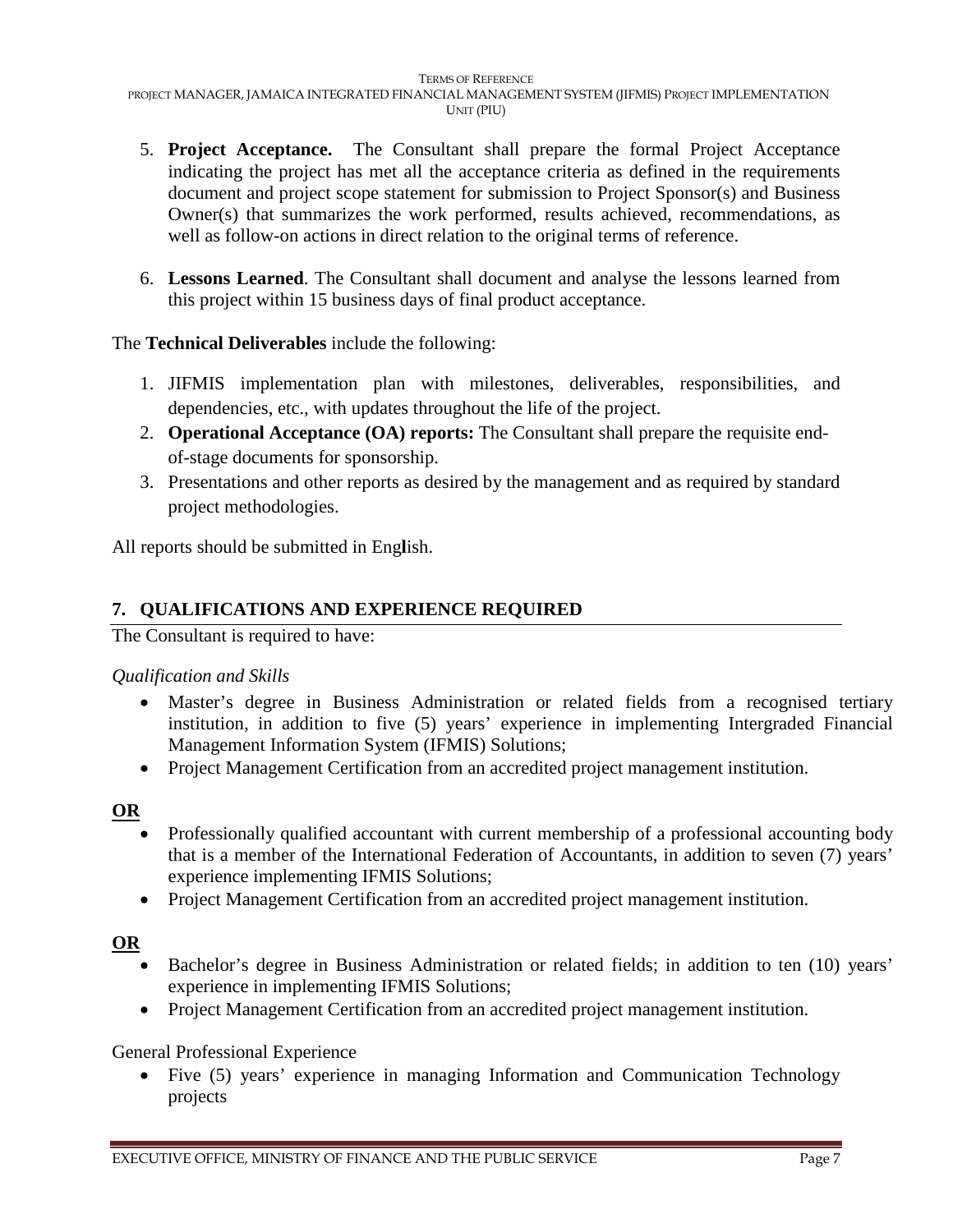5. **Project Acceptance.** The Consultant shall prepare the formal Project Acceptance indicating the project has met all the acceptance criteria as defined in the requirements document and project scope statement for submission to Project Sponsor(s) and Business Owner(s) that summarizes the work performed, results achieved, recommendations, as well as follow-on actions in direct relation to the original terms of reference.

6. **Lessons Learned**. The Consultant shall document and analyse the lessons learned from this project within 15 business days of final product acceptance.

The **Technical Deliverables** include the following:

1. JIFMIS implementation plan with milestones, deliverables, responsibilities, and dependencies, etc., with updates throughout the life of the project.
2. **Operational Acceptance (OA) reports:** The Consultant shall prepare the requisite end-of-stage documents for sponsorship.
3. Presentations and other reports as desired by the management and as required by standard project methodologies.

All reports should be submitted in English.

## 7. QUALIFICATIONS AND EXPERIENCE REQUIRED

The Consultant is required to have:

*Qualification and Skills*

- Master's degree in Business Administration or related fields from a recognised tertiary institution, in addition to five (5) years' experience in implementing Intergraded Financial Management Information System (IFMIS) Solutions;
- Project Management Certification from an accredited project management institution.

**OR**

- Professionally qualified accountant with current membership of a professional accounting body that is a member of the International Federation of Accountants, in addition to seven (7) years' experience implementing IFMIS Solutions;
- Project Management Certification from an accredited project management institution.

**OR**

- Bachelor's degree in Business Administration or related fields; in addition to ten (10) years' experience in implementing IFMIS Solutions;
- Project Management Certification from an accredited project management institution.

General Professional Experience

- Five (5) years' experience in managing Information and Communication Technology projects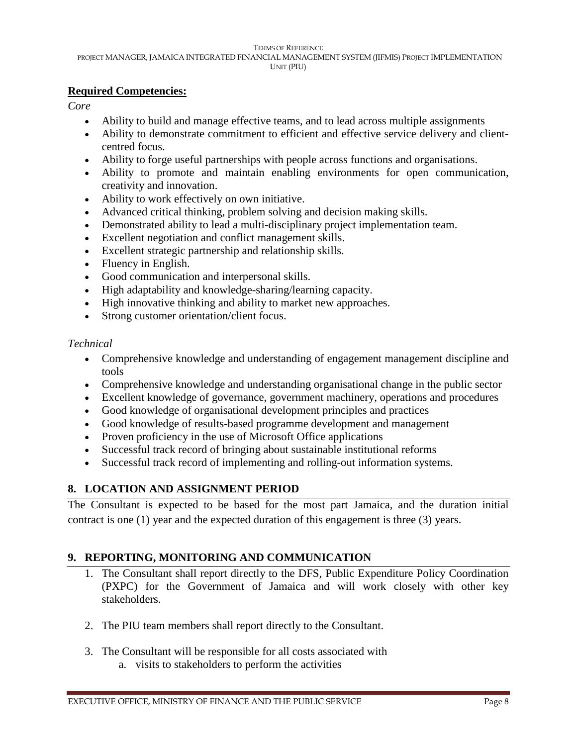**Required Competencies:**

*Core*

- Ability to build and manage effective teams, and to lead across multiple assignments
- Ability to demonstrate commitment to efficient and effective service delivery and client-centred focus.
- Ability to forge useful partnerships with people across functions and organisations.
- Ability to promote and maintain enabling environments for open communication, creativity and innovation.
- Ability to work effectively on own initiative.
- Advanced critical thinking, problem solving and decision making skills.
- Demonstrated ability to lead a multi-disciplinary project implementation team.
- Excellent negotiation and conflict management skills.
- Excellent strategic partnership and relationship skills.
- Fluency in English.
- Good communication and interpersonal skills.
- High adaptability and knowledge-sharing/learning capacity.
- High innovative thinking and ability to market new approaches.
- Strong customer orientation/client focus.

*Technical*

- Comprehensive knowledge and understanding of engagement management discipline and tools
- Comprehensive knowledge and understanding organisational change in the public sector
- Excellent knowledge of governance, government machinery, operations and procedures
- Good knowledge of organisational development principles and practices
- Good knowledge of results-based programme development and management
- Proven proficiency in the use of Microsoft Office applications
- Successful track record of bringing about sustainable institutional reforms
- Successful track record of implementing and rolling-out information systems.

## 8. LOCATION AND ASSIGNMENT PERIOD

The Consultant is expected to be based for the most part Jamaica, and the duration initial contract is one (1) year and the expected duration of this engagement is three (3) years.

## 9. REPORTING, MONITORING AND COMMUNICATION

1. The Consultant shall report directly to the DFS, Public Expenditure Policy Coordination (PXPC) for the Government of Jamaica and will work closely with other key stakeholders.

2. The PIU team members shall report directly to the Consultant.

3. The Consultant will be responsible for all costs associated with
   a. visits to stakeholders to perform the activities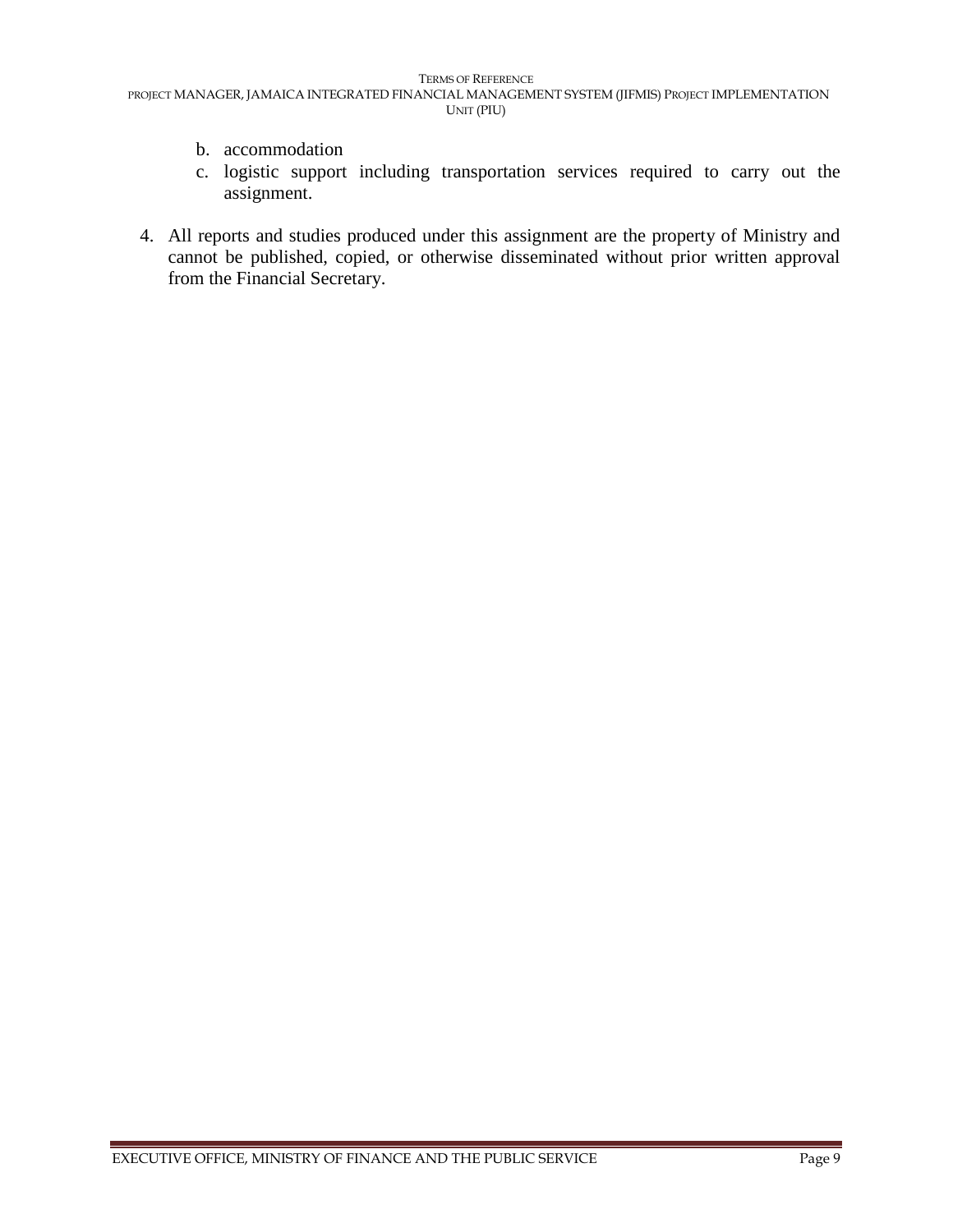b. accommodation
c. logistic support including transportation services required to carry out the assignment.

4. All reports and studies produced under this assignment are the property of Ministry and cannot be published, copied, or otherwise disseminated without prior written approval from the Financial Secretary.